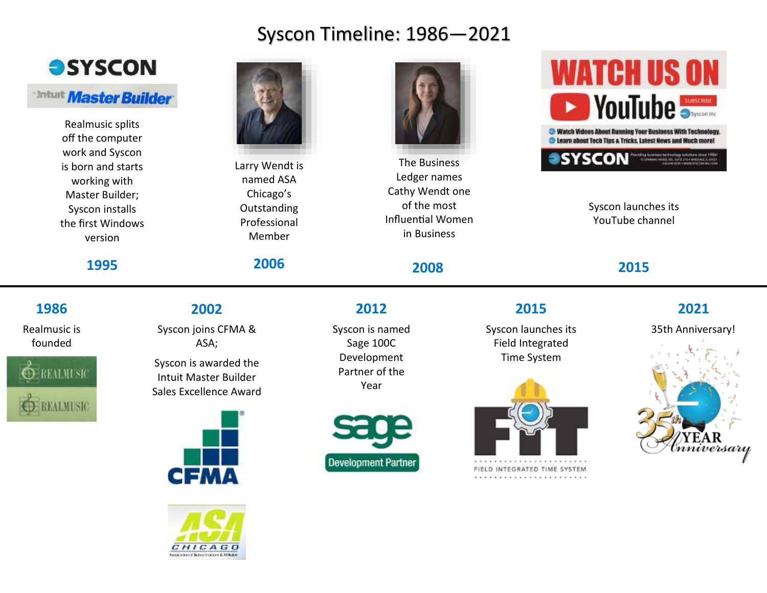# Syscon Timeline: 1986—2021

**1986**

Realmusic is founded

**1995**

Realmusic splits off the computer work and Syscon is born and starts working with Master Builder; Syscon installs the first Windows version

**2002**

Syscon joins CFMA & ASA;

Syscon is awarded the Intuit Master Builder Sales Excellence Award

**2006**

Larry Wendt is named ASA Chicago's Outstanding Professional Member

**2008**

The Business Ledger names Cathy Wendt one of the most Influential Women in Business

**2012**

Syscon is named Sage 100C Development Partner of the Year

**2015**

Syscon launches its YouTube channel

**2015**

Syscon launches its Field Integrated Time System

**2021**

35th Anniversary!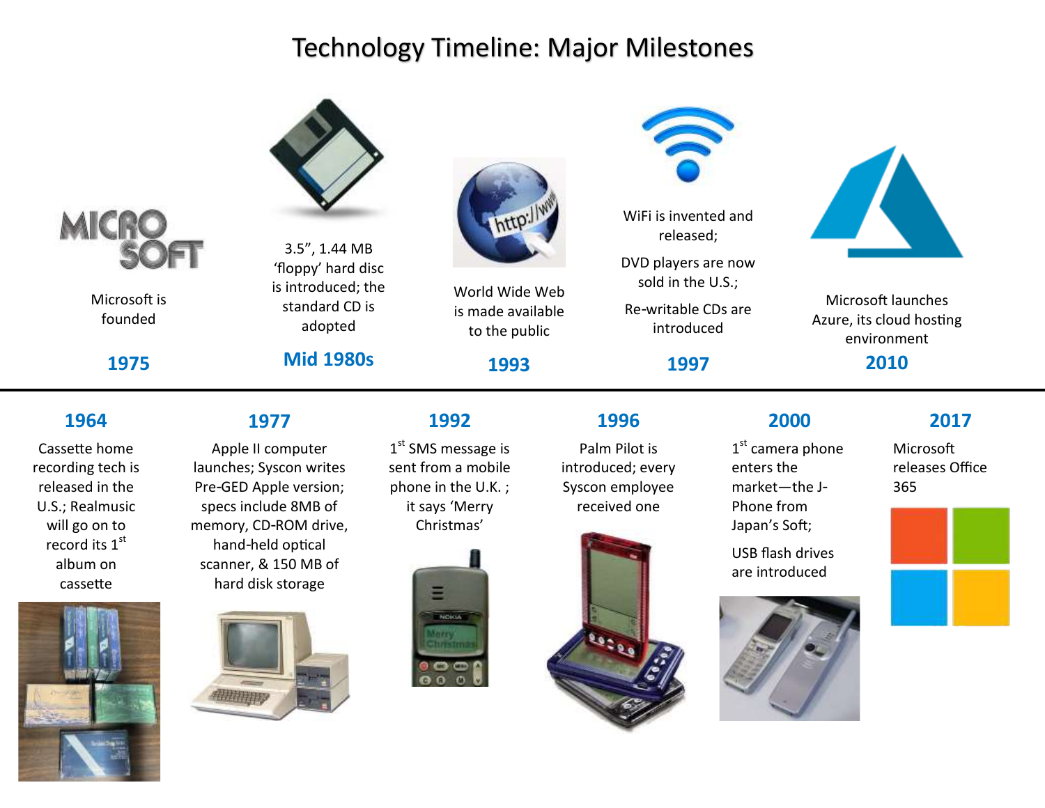# Technology Timeline: Major Milestones

**1975**
Microsoft is founded

**Mid 1980s**
3.5”, 1.44 MB ‘floppy’ hard disc is introduced; the standard CD is adopted

**1993**
World Wide Web is made available to the public

**1997**
WiFi is invented and released;

DVD players are now sold in the U.S.;

Re-writable CDs are introduced

**2010**
Microsoft launches Azure, its cloud hosting environment

**1964**
Cassette home recording tech is released in the U.S.; Realmusic will go on to record its 1st album on cassette

**1977**
Apple II computer launches; Syscon writes Pre-GED Apple version; specs include 8MB of memory, CD-ROM drive, hand-held optical scanner, & 150 MB of hard disk storage

**1992**
1st SMS message is sent from a mobile phone in the U.K. ; it says ‘Merry Christmas’

**1996**
Palm Pilot is introduced; every Syscon employee received one

**2000**
1st camera phone enters the market—the J-Phone from Japan’s Soft;

USB flash drives are introduced

**2017**
Microsoft releases Office 365